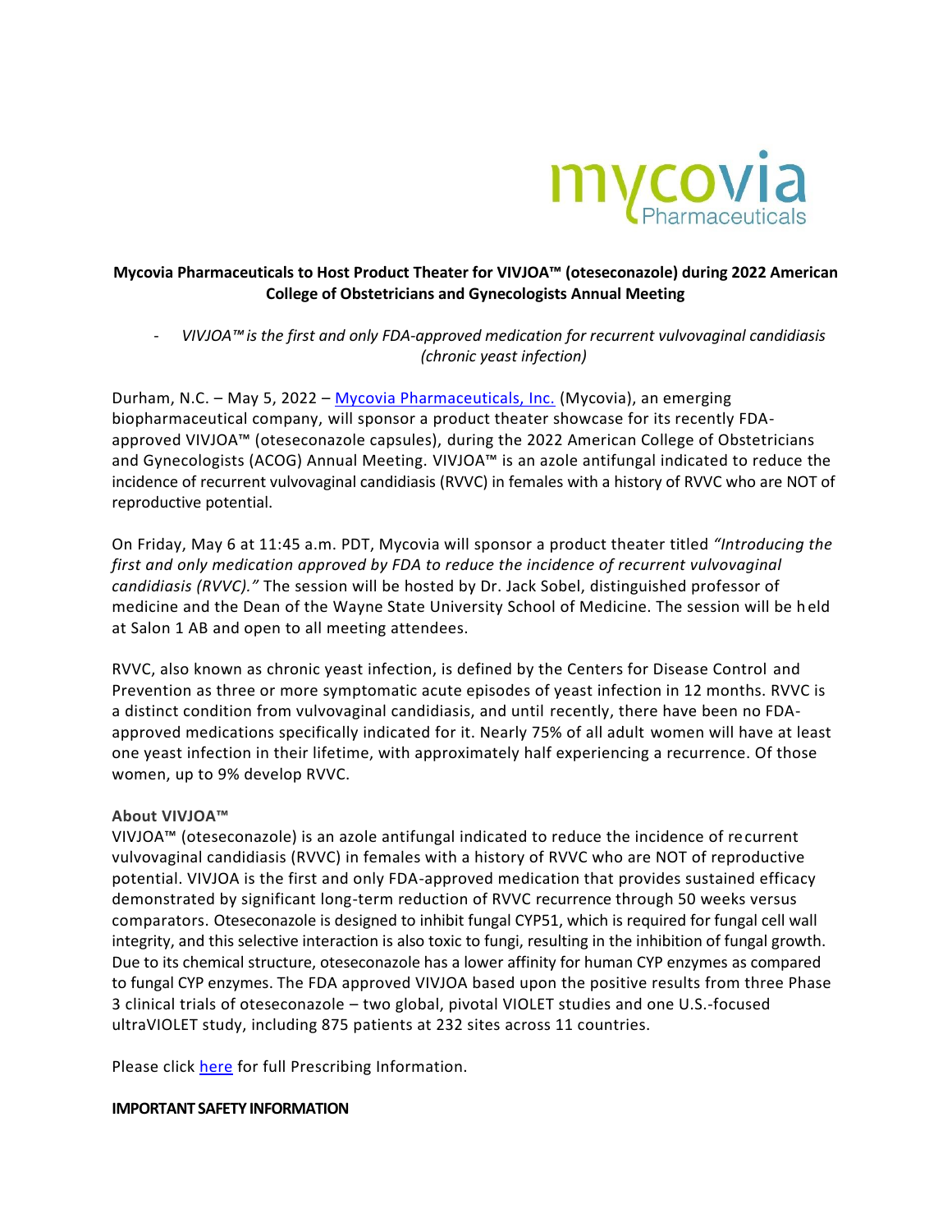mycovia Pharmaceuticals

**Mycovia Pharmaceuticals to Host Product Theater for VIVJOA™ (oteseconazole) during 2022 American College of Obstetricians and Gynecologists Annual Meeting**

- *VIVJOA™ is the first and only FDA-approved medication for recurrent vulvovaginal candidiasis (chronic yeast infection)*

Durham, N.C. – May 5, 2022 – [Mycovia Pharmaceuticals, Inc.](Mycovia Pharmaceuticals, Inc.) (Mycovia), an emerging biopharmaceutical company, will sponsor a product theater showcase for its recently FDA-approved VIVJOA™ (oteseconazole capsules), during the 2022 American College of Obstetricians and Gynecologists (ACOG) Annual Meeting. VIVJOA™ is an azole antifungal indicated to reduce the incidence of recurrent vulvovaginal candidiasis (RVVC) in females with a history of RVVC who are NOT of reproductive potential.

On Friday, May 6 at 11:45 a.m. PDT, Mycovia will sponsor a product theater titled *"Introducing the first and only medication approved by FDA to reduce the incidence of recurrent vulvovaginal candidiasis (RVVC)."* The session will be hosted by Dr. Jack Sobel, distinguished professor of medicine and the Dean of the Wayne State University School of Medicine. The session will be held at Salon 1 AB and open to all meeting attendees.

RVVC, also known as chronic yeast infection, is defined by the Centers for Disease Control and Prevention as three or more symptomatic acute episodes of yeast infection in 12 months. RVVC is a distinct condition from vulvovaginal candidiasis, and until recently, there have been no FDA-approved medications specifically indicated for it. Nearly 75% of all adult women will have at least one yeast infection in their lifetime, with approximately half experiencing a recurrence. Of those women, up to 9% develop RVVC.

**About VIVJOA™**

VIVJOA™ (oteseconazole) is an azole antifungal indicated to reduce the incidence of recurrent vulvovaginal candidiasis (RVVC) in females with a history of RVVC who are NOT of reproductive potential. VIVJOA is the first and only FDA-approved medication that provides sustained efficacy demonstrated by significant long-term reduction of RVVC recurrence through 50 weeks versus comparators. Oteseconazole is designed to inhibit fungal CYP51, which is required for fungal cell wall integrity, and this selective interaction is also toxic to fungi, resulting in the inhibition of fungal growth. Due to its chemical structure, oteseconazole has a lower affinity for human CYP enzymes as compared to fungal CYP enzymes. The FDA approved VIVJOA based upon the positive results from three Phase 3 clinical trials of oteseconazole – two global, pivotal VIOLET studies and one U.S.-focused ultraVIOLET study, including 875 patients at 232 sites across 11 countries.

Please click [here](here) for full Prescribing Information.

**IMPORTANT SAFETY INFORMATION**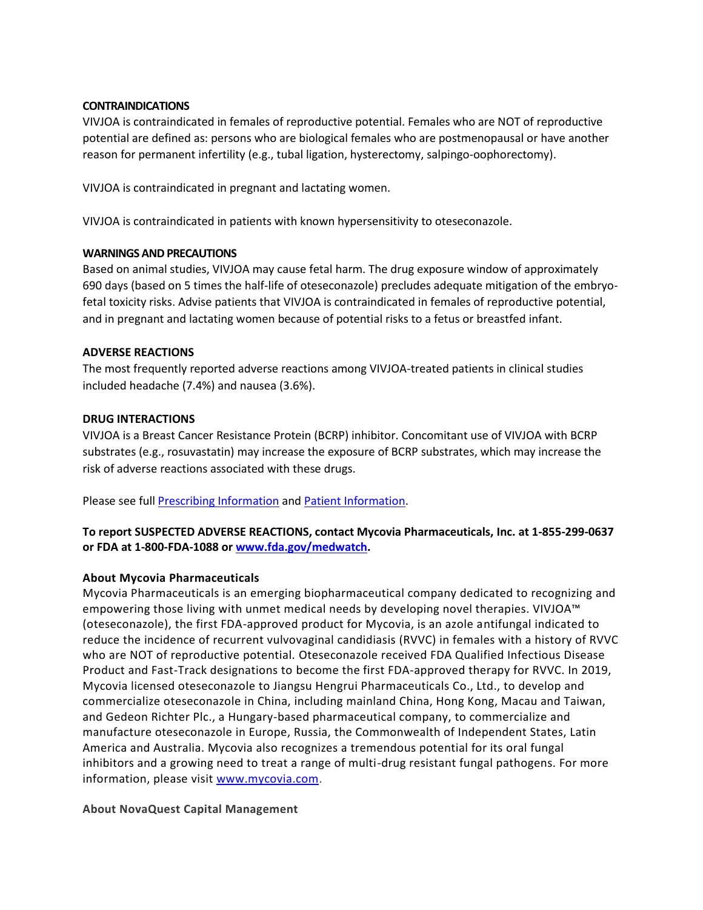**CONTRAINDICATIONS**

VIVJOA is contraindicated in females of reproductive potential. Females who are NOT of reproductive potential are defined as: persons who are biological females who are postmenopausal or have another reason for permanent infertility (e.g., tubal ligation, hysterectomy, salpingo-oophorectomy).

VIVJOA is contraindicated in pregnant and lactating women.

VIVJOA is contraindicated in patients with known hypersensitivity to oteseconazole.

**WARNINGS AND PRECAUTIONS**

Based on animal studies, VIVJOA may cause fetal harm. The drug exposure window of approximately 690 days (based on 5 times the half-life of oteseconazole) precludes adequate mitigation of the embryo-fetal toxicity risks. Advise patients that VIVJOA is contraindicated in females of reproductive potential, and in pregnant and lactating women because of potential risks to a fetus or breastfed infant.

**ADVERSE REACTIONS**

The most frequently reported adverse reactions among VIVJOA-treated patients in clinical studies included headache (7.4%) and nausea (3.6%).

**DRUG INTERACTIONS**

VIVJOA is a Breast Cancer Resistance Protein (BCRP) inhibitor. Concomitant use of VIVJOA with BCRP substrates (e.g., rosuvastatin) may increase the exposure of BCRP substrates, which may increase the risk of adverse reactions associated with these drugs.

Please see full Prescribing Information and Patient Information.

**To report SUSPECTED ADVERSE REACTIONS, contact Mycovia Pharmaceuticals, Inc. at 1-855-299-0637 or FDA at 1-800-FDA-1088 or www.fda.gov/medwatch.**

**About Mycovia Pharmaceuticals**

Mycovia Pharmaceuticals is an emerging biopharmaceutical company dedicated to recognizing and empowering those living with unmet medical needs by developing novel therapies. VIVJOA™ (oteseconazole), the first FDA-approved product for Mycovia, is an azole antifungal indicated to reduce the incidence of recurrent vulvovaginal candidiasis (RVVC) in females with a history of RVVC who are NOT of reproductive potential. Oteseconazole received FDA Qualified Infectious Disease Product and Fast-Track designations to become the first FDA-approved therapy for RVVC. In 2019, Mycovia licensed oteseconazole to Jiangsu Hengrui Pharmaceuticals Co., Ltd., to develop and commercialize oteseconazole in China, including mainland China, Hong Kong, Macau and Taiwan, and Gedeon Richter Plc., a Hungary-based pharmaceutical company, to commercialize and manufacture oteseconazole in Europe, Russia, the Commonwealth of Independent States, Latin America and Australia. Mycovia also recognizes a tremendous potential for its oral fungal inhibitors and a growing need to treat a range of multi-drug resistant fungal pathogens. For more information, please visit www.mycovia.com.

**About NovaQuest Capital Management**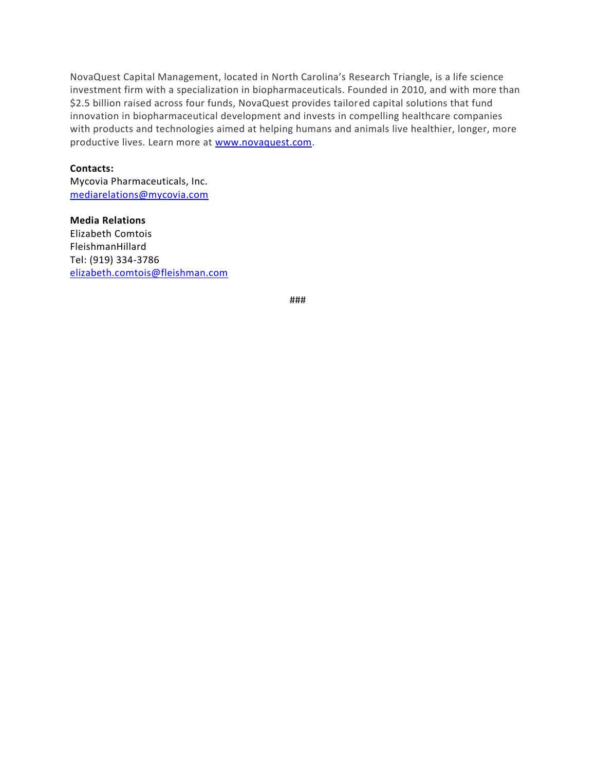NovaQuest Capital Management, located in North Carolina's Research Triangle, is a life science investment firm with a specialization in biopharmaceuticals. Founded in 2010, and with more than $2.5 billion raised across four funds, NovaQuest provides tailored capital solutions that fund innovation in biopharmaceutical development and invests in compelling healthcare companies with products and technologies aimed at helping humans and animals live healthier, longer, more productive lives. Learn more at www.novaquest.com.

**Contacts:**
Mycovia Pharmaceuticals, Inc.
mediarelations@mycovia.com

**Media Relations**
Elizabeth Comtois
FleishmanHillard
Tel: (919) 334-3786
elizabeth.comtois@fleishman.com

###